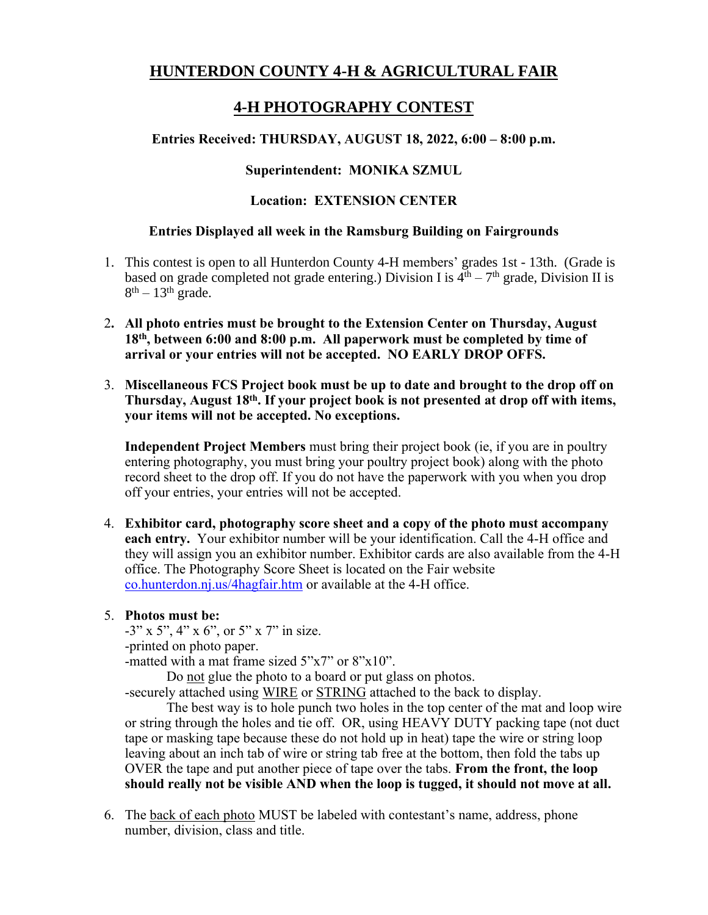# HUNTERDON COUNTY 4-H & AGRICULTURAL FAIR

## 4-H PHOTOGRAPHY CONTEST

**Entries Received: THURSDAY, AUGUST 18, 2022, 6:00 – 8:00 p.m.**

**Superintendent: MONIKA SZMUL**

**Location: EXTENSION CENTER**

**Entries Displayed all week in the Ramsburg Building on Fairgrounds**

1. This contest is open to all Hunterdon County 4-H members' grades 1st - 13th. (Grade is based on grade completed not grade entering.) Division I is 4th – 7th grade, Division II is 8th – 13th grade.

2. **All photo entries must be brought to the Extension Center on Thursday, August 18th, between 6:00 and 8:00 p.m. All paperwork must be completed by time of arrival or your entries will not be accepted. NO EARLY DROP OFFS.**

3. **Miscellaneous FCS Project book must be up to date and brought to the drop off on Thursday, August 18th. If your project book is not presented at drop off with items, your items will not be accepted. No exceptions.**

   **Independent Project Members** must bring their project book (ie, if you are in poultry entering photography, you must bring your poultry project book) along with the photo record sheet to the drop off. If you do not have the paperwork with you when you drop off your entries, your entries will not be accepted.

4. **Exhibitor card, photography score sheet and a copy of the photo must accompany each entry.** Your exhibitor number will be your identification. Call the 4-H office and they will assign you an exhibitor number. Exhibitor cards are also available from the 4-H office. The Photography Score Sheet is located on the Fair website co.hunterdon.nj.us/4hagfair.htm or available at the 4-H office.

5. **Photos must be:**
   - 3" x 5", 4" x 6", or 5" x 7" in size.
   - printed on photo paper.
   - matted with a mat frame sized 5"x7" or 8"x10".
     Do not glue the photo to a board or put glass on photos.
   - securely attached using WIRE or STRING attached to the back to display.
     The best way is to hole punch two holes in the top center of the mat and loop wire or string through the holes and tie off. OR, using HEAVY DUTY packing tape (not duct tape or masking tape because these do not hold up in heat) tape the wire or string loop leaving about an inch tab of wire or string tab free at the bottom, then fold the tabs up OVER the tape and put another piece of tape over the tabs. **From the front, the loop should really not be visible AND when the loop is tugged, it should not move at all.**

6. The back of each photo MUST be labeled with contestant's name, address, phone number, division, class and title.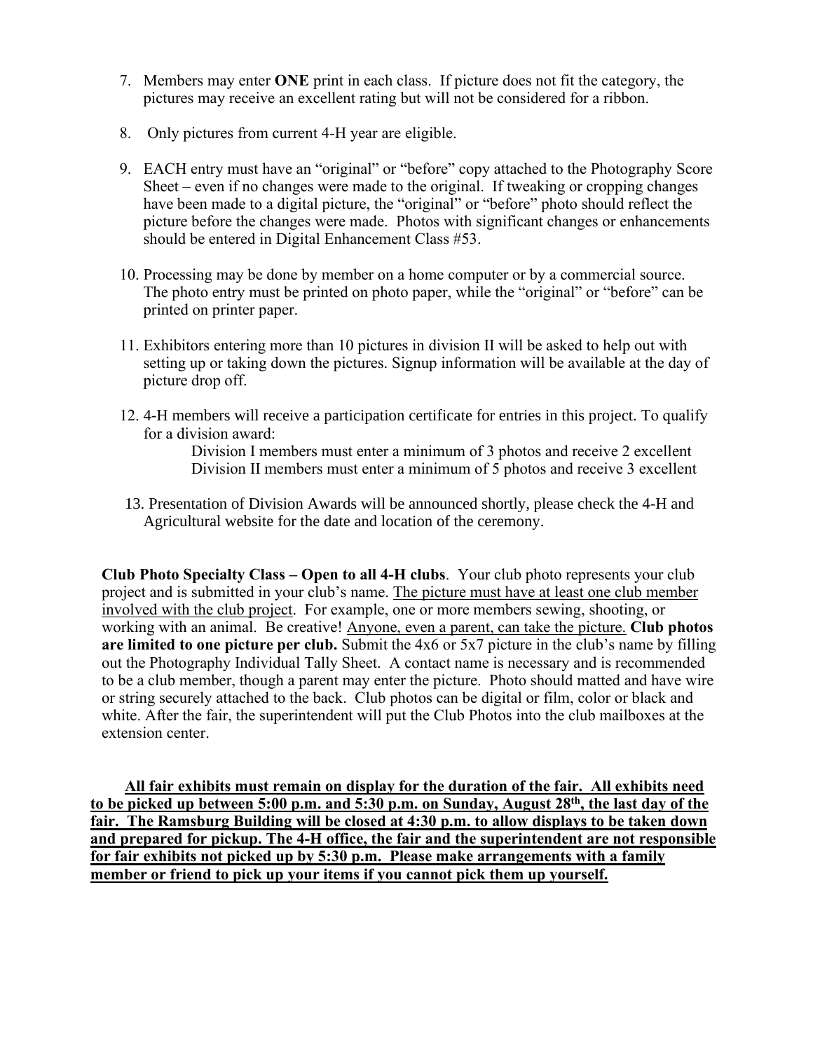7. Members may enter **ONE** print in each class. If picture does not fit the category, the pictures may receive an excellent rating but will not be considered for a ribbon.

8. Only pictures from current 4-H year are eligible.

9. EACH entry must have an "original" or "before" copy attached to the Photography Score Sheet – even if no changes were made to the original. If tweaking or cropping changes have been made to a digital picture, the "original" or "before" photo should reflect the picture before the changes were made. Photos with significant changes or enhancements should be entered in Digital Enhancement Class #53.

10. Processing may be done by member on a home computer or by a commercial source. The photo entry must be printed on photo paper, while the "original" or "before" can be printed on printer paper.

11. Exhibitors entering more than 10 pictures in division II will be asked to help out with setting up or taking down the pictures. Signup information will be available at the day of picture drop off.

12. 4-H members will receive a participation certificate for entries in this project. To qualify for a division award:
    - Division I members must enter a minimum of 3 photos and receive 2 excellent
    - Division II members must enter a minimum of 5 photos and receive 3 excellent

13. Presentation of Division Awards will be announced shortly, please check the 4-H and Agricultural website for the date and location of the ceremony.

**Club Photo Specialty Class – Open to all 4-H clubs**. Your club photo represents your club project and is submitted in your club's name. The picture must have at least one club member involved with the club project. For example, one or more members sewing, shooting, or working with an animal. Be creative! Anyone, even a parent, can take the picture. **Club photos are limited to one picture per club.** Submit the 4x6 or 5x7 picture in the club's name by filling out the Photography Individual Tally Sheet. A contact name is necessary and is recommended to be a club member, though a parent may enter the picture. Photo should matted and have wire or string securely attached to the back. Club photos can be digital or film, color or black and white. After the fair, the superintendent will put the Club Photos into the club mailboxes at the extension center.

**All fair exhibits must remain on display for the duration of the fair. All exhibits need to be picked up between 5:00 p.m. and 5:30 p.m. on Sunday, August 28th, the last day of the fair. The Ramsburg Building will be closed at 4:30 p.m. to allow displays to be taken down and prepared for pickup. The 4-H office, the fair and the superintendent are not responsible for fair exhibits not picked up by 5:30 p.m. Please make arrangements with a family member or friend to pick up your items if you cannot pick them up yourself.**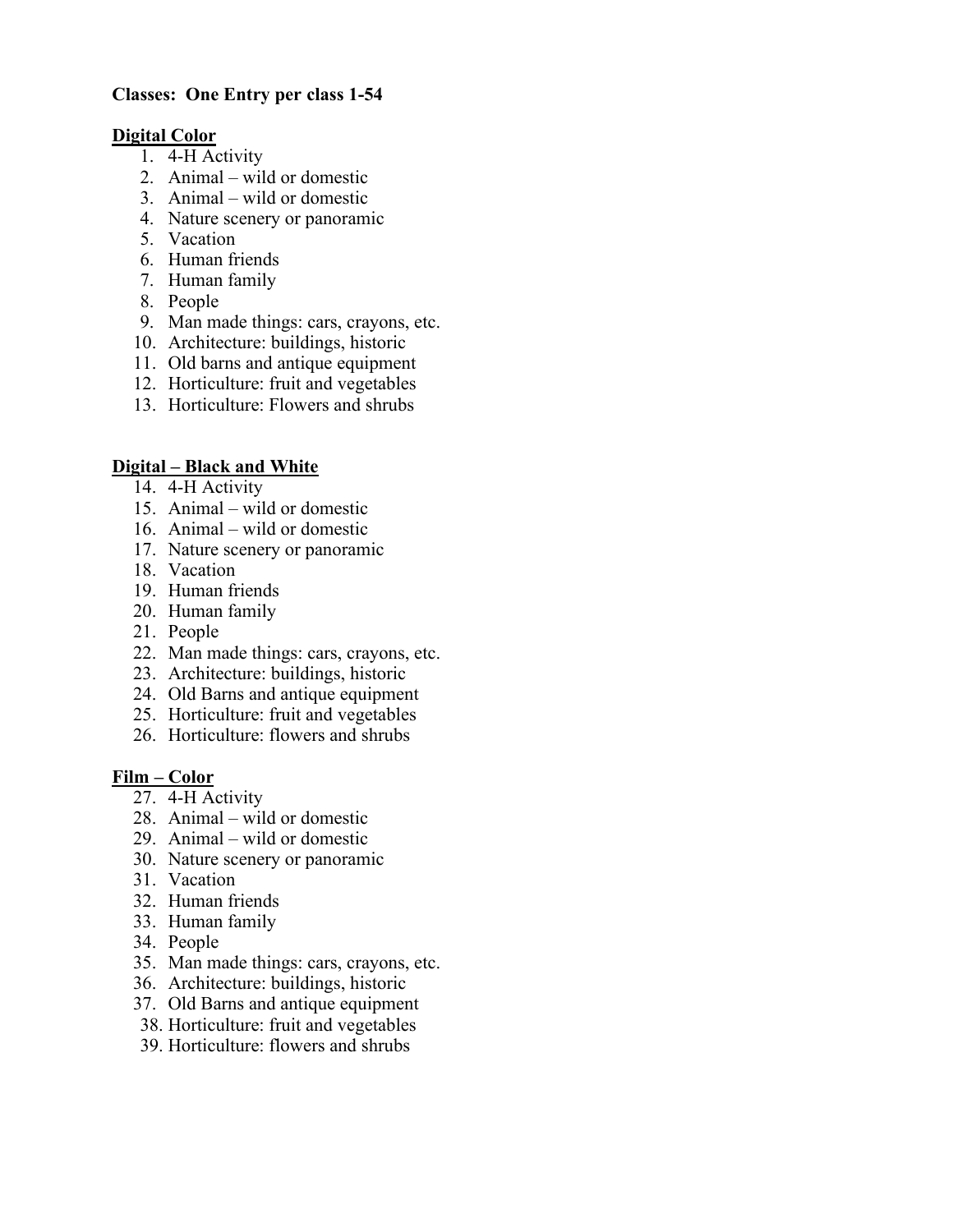**Classes: One Entry per class 1-54**

**Digital Color**

1. 4-H Activity
2. Animal – wild or domestic
3. Animal – wild or domestic
4. Nature scenery or panoramic
5. Vacation
6. Human friends
7. Human family
8. People
9. Man made things: cars, crayons, etc.
10. Architecture: buildings, historic
11. Old barns and antique equipment
12. Horticulture: fruit and vegetables
13. Horticulture: Flowers and shrubs

**Digital – Black and White**

14. 4-H Activity
15. Animal – wild or domestic
16. Animal – wild or domestic
17. Nature scenery or panoramic
18. Vacation
19. Human friends
20. Human family
21. People
22. Man made things: cars, crayons, etc.
23. Architecture: buildings, historic
24. Old Barns and antique equipment
25. Horticulture: fruit and vegetables
26. Horticulture: flowers and shrubs

**Film – Color**

27. 4-H Activity
28. Animal – wild or domestic
29. Animal – wild or domestic
30. Nature scenery or panoramic
31. Vacation
32. Human friends
33. Human family
34. People
35. Man made things: cars, crayons, etc.
36. Architecture: buildings, historic
37. Old Barns and antique equipment
38. Horticulture: fruit and vegetables
39. Horticulture: flowers and shrubs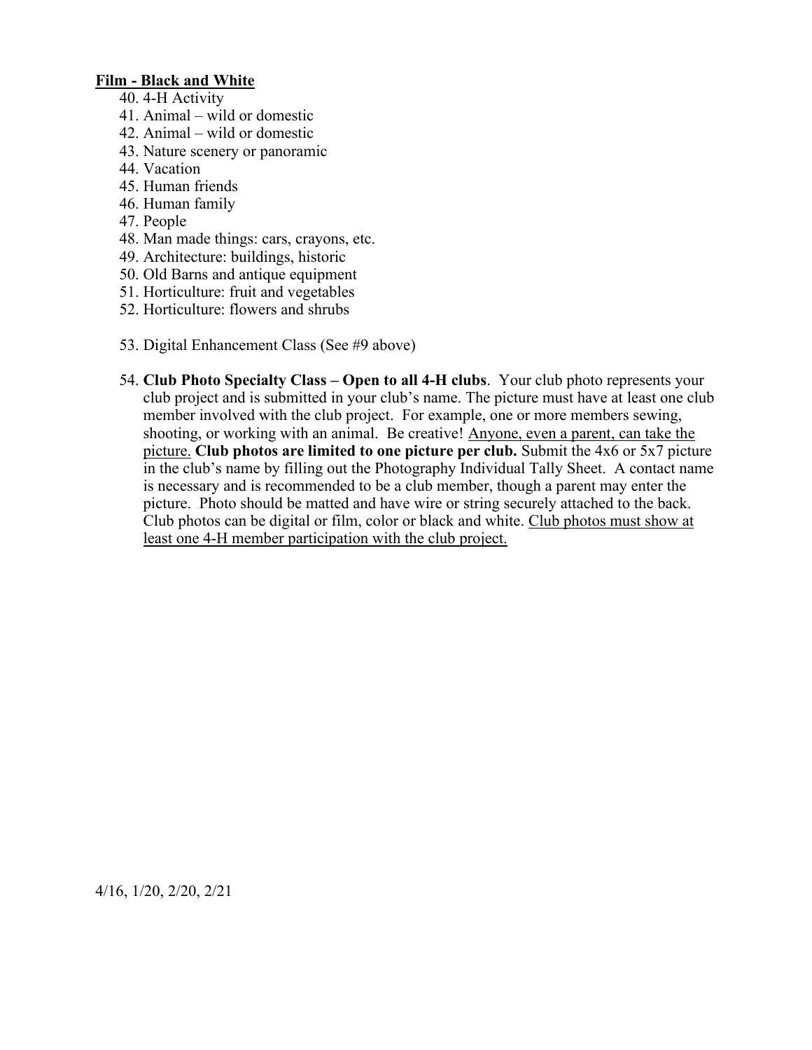**<u>Film - Black and White</u>**

40. 4-H Activity
41. Animal – wild or domestic
42. Animal – wild or domestic
43. Nature scenery or panoramic
44. Vacation
45. Human friends
46. Human family
47. People
48. Man made things: cars, crayons, etc.
49. Architecture: buildings, historic
50. Old Barns and antique equipment
51. Horticulture: fruit and vegetables
52. Horticulture: flowers and shrubs

53. Digital Enhancement Class (See #9 above)

54. **Club Photo Specialty Class – Open to all 4-H clubs**. Your club photo represents your club project and is submitted in your club's name. The picture must have at least one club member involved with the club project. For example, one or more members sewing, shooting, or working with an animal. Be creative! <u>Anyone, even a parent, can take the picture.</u> **Club photos are limited to one picture per club.** Submit the 4x6 or 5x7 picture in the club's name by filling out the Photography Individual Tally Sheet. A contact name is necessary and is recommended to be a club member, though a parent may enter the picture. Photo should be matted and have wire or string securely attached to the back. Club photos can be digital or film, color or black and white. <u>Club photos must show at least one 4-H member participation with the club project.</u>

4/16, 1/20, 2/20, 2/21